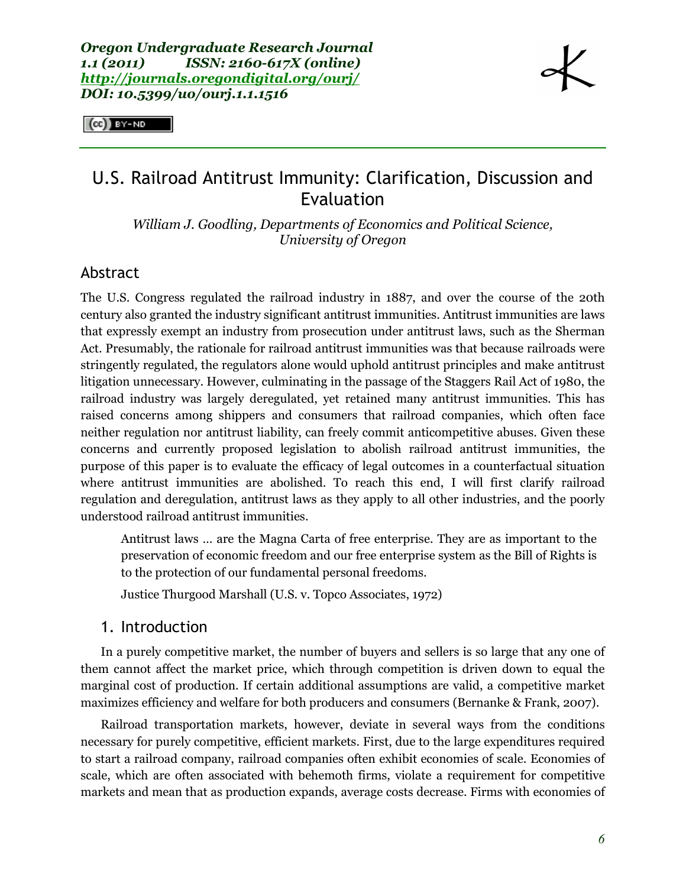*Oregon Undergraduate Research Journal*
*1.1 (2011) ISSN: 2160-617X (online)*
*http://journals.oregondigital.org/ourj/*
*DOI: 10.5399/uo/ourj.1.1.1516*

# U.S. Railroad Antitrust Immunity: Clarification, Discussion and Evaluation

*William J. Goodling, Departments of Economics and Political Science, University of Oregon*

## Abstract

The U.S. Congress regulated the railroad industry in 1887, and over the course of the 20th century also granted the industry significant antitrust immunities. Antitrust immunities are laws that expressly exempt an industry from prosecution under antitrust laws, such as the Sherman Act. Presumably, the rationale for railroad antitrust immunities was that because railroads were stringently regulated, the regulators alone would uphold antitrust principles and make antitrust litigation unnecessary. However, culminating in the passage of the Staggers Rail Act of 1980, the railroad industry was largely deregulated, yet retained many antitrust immunities. This has raised concerns among shippers and consumers that railroad companies, which often face neither regulation nor antitrust liability, can freely commit anticompetitive abuses. Given these concerns and currently proposed legislation to abolish railroad antitrust immunities, the purpose of this paper is to evaluate the efficacy of legal outcomes in a counterfactual situation where antitrust immunities are abolished. To reach this end, I will first clarify railroad regulation and deregulation, antitrust laws as they apply to all other industries, and the poorly understood railroad antitrust immunities.

> Antitrust laws … are the Magna Carta of free enterprise. They are as important to the preservation of economic freedom and our free enterprise system as the Bill of Rights is to the protection of our fundamental personal freedoms.
>
> Justice Thurgood Marshall (U.S. v. Topco Associates, 1972)

## 1. Introduction

In a purely competitive market, the number of buyers and sellers is so large that any one of them cannot affect the market price, which through competition is driven down to equal the marginal cost of production. If certain additional assumptions are valid, a competitive market maximizes efficiency and welfare for both producers and consumers (Bernanke & Frank, 2007).

Railroad transportation markets, however, deviate in several ways from the conditions necessary for purely competitive, efficient markets. First, due to the large expenditures required to start a railroad company, railroad companies often exhibit economies of scale. Economies of scale, which are often associated with behemoth firms, violate a requirement for competitive markets and mean that as production expands, average costs decrease. Firms with economies of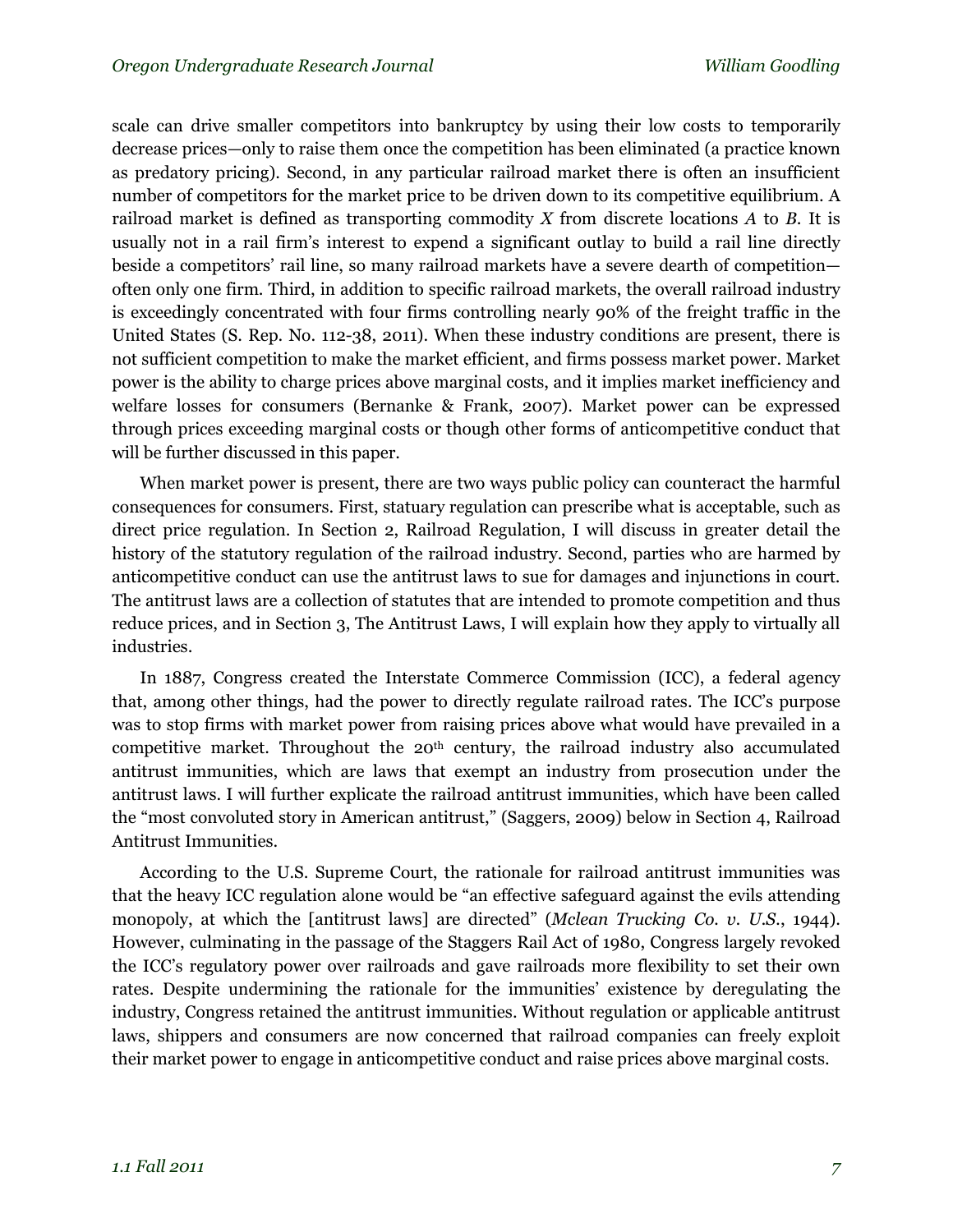scale can drive smaller competitors into bankruptcy by using their low costs to temporarily decrease prices—only to raise them once the competition has been eliminated (a practice known as predatory pricing). Second, in any particular railroad market there is often an insufficient number of competitors for the market price to be driven down to its competitive equilibrium. A railroad market is defined as transporting commodity *X* from discrete locations *A* to *B*. It is usually not in a rail firm's interest to expend a significant outlay to build a rail line directly beside a competitors' rail line, so many railroad markets have a severe dearth of competition—often only one firm. Third, in addition to specific railroad markets, the overall railroad industry is exceedingly concentrated with four firms controlling nearly 90% of the freight traffic in the United States (S. Rep. No. 112-38, 2011). When these industry conditions are present, there is not sufficient competition to make the market efficient, and firms possess market power. Market power is the ability to charge prices above marginal costs, and it implies market inefficiency and welfare losses for consumers (Bernanke & Frank, 2007). Market power can be expressed through prices exceeding marginal costs or though other forms of anticompetitive conduct that will be further discussed in this paper.

When market power is present, there are two ways public policy can counteract the harmful consequences for consumers. First, statuary regulation can prescribe what is acceptable, such as direct price regulation. In Section 2, Railroad Regulation, I will discuss in greater detail the history of the statutory regulation of the railroad industry. Second, parties who are harmed by anticompetitive conduct can use the antitrust laws to sue for damages and injunctions in court. The antitrust laws are a collection of statutes that are intended to promote competition and thus reduce prices, and in Section 3, The Antitrust Laws, I will explain how they apply to virtually all industries.

In 1887, Congress created the Interstate Commerce Commission (ICC), a federal agency that, among other things, had the power to directly regulate railroad rates. The ICC's purpose was to stop firms with market power from raising prices above what would have prevailed in a competitive market. Throughout the 20th century, the railroad industry also accumulated antitrust immunities, which are laws that exempt an industry from prosecution under the antitrust laws. I will further explicate the railroad antitrust immunities, which have been called the "most convoluted story in American antitrust," (Saggers, 2009) below in Section 4, Railroad Antitrust Immunities.

According to the U.S. Supreme Court, the rationale for railroad antitrust immunities was that the heavy ICC regulation alone would be "an effective safeguard against the evils attending monopoly, at which the [antitrust laws] are directed" (*Mclean Trucking Co. v. U.S.*, 1944). However, culminating in the passage of the Staggers Rail Act of 1980, Congress largely revoked the ICC's regulatory power over railroads and gave railroads more flexibility to set their own rates. Despite undermining the rationale for the immunities' existence by deregulating the industry, Congress retained the antitrust immunities. Without regulation or applicable antitrust laws, shippers and consumers are now concerned that railroad companies can freely exploit their market power to engage in anticompetitive conduct and raise prices above marginal costs.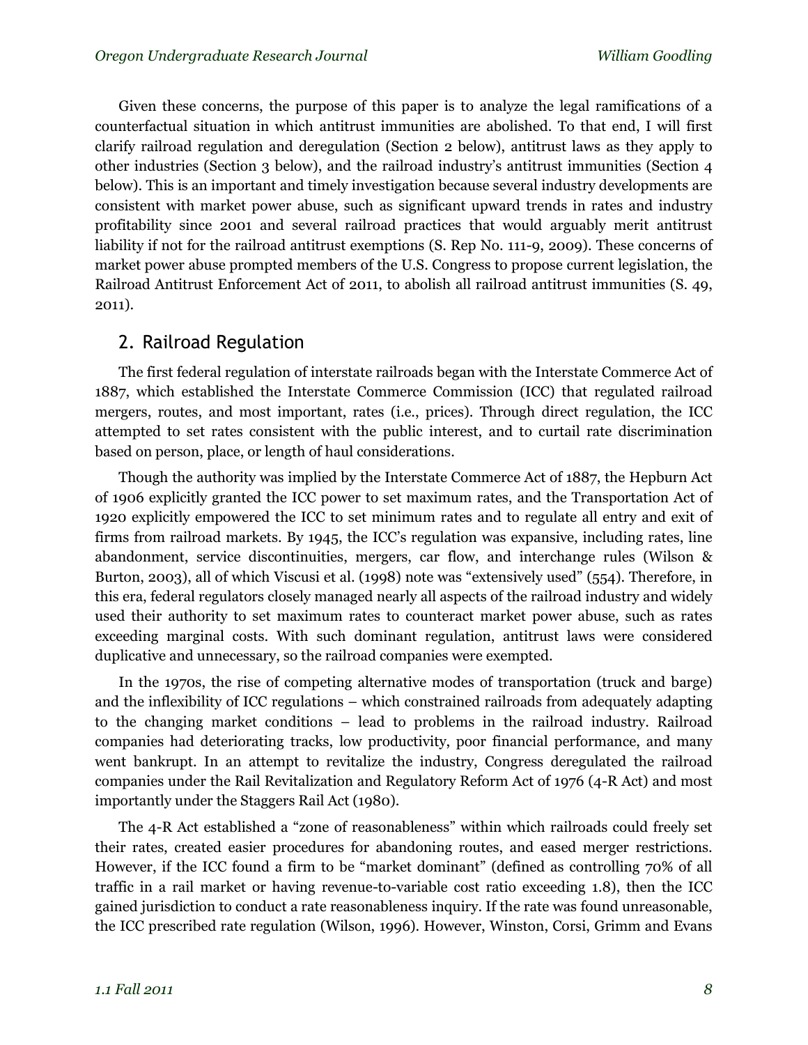Given these concerns, the purpose of this paper is to analyze the legal ramifications of a counterfactual situation in which antitrust immunities are abolished. To that end, I will first clarify railroad regulation and deregulation (Section 2 below), antitrust laws as they apply to other industries (Section 3 below), and the railroad industry's antitrust immunities (Section 4 below). This is an important and timely investigation because several industry developments are consistent with market power abuse, such as significant upward trends in rates and industry profitability since 2001 and several railroad practices that would arguably merit antitrust liability if not for the railroad antitrust exemptions (S. Rep No. 111-9, 2009). These concerns of market power abuse prompted members of the U.S. Congress to propose current legislation, the Railroad Antitrust Enforcement Act of 2011, to abolish all railroad antitrust immunities (S. 49, 2011).

## 2. Railroad Regulation

The first federal regulation of interstate railroads began with the Interstate Commerce Act of 1887, which established the Interstate Commerce Commission (ICC) that regulated railroad mergers, routes, and most important, rates (i.e., prices). Through direct regulation, the ICC attempted to set rates consistent with the public interest, and to curtail rate discrimination based on person, place, or length of haul considerations.

Though the authority was implied by the Interstate Commerce Act of 1887, the Hepburn Act of 1906 explicitly granted the ICC power to set maximum rates, and the Transportation Act of 1920 explicitly empowered the ICC to set minimum rates and to regulate all entry and exit of firms from railroad markets. By 1945, the ICC's regulation was expansive, including rates, line abandonment, service discontinuities, mergers, car flow, and interchange rules (Wilson & Burton, 2003), all of which Viscusi et al. (1998) note was "extensively used" (554). Therefore, in this era, federal regulators closely managed nearly all aspects of the railroad industry and widely used their authority to set maximum rates to counteract market power abuse, such as rates exceeding marginal costs. With such dominant regulation, antitrust laws were considered duplicative and unnecessary, so the railroad companies were exempted.

In the 1970s, the rise of competing alternative modes of transportation (truck and barge) and the inflexibility of ICC regulations – which constrained railroads from adequately adapting to the changing market conditions – lead to problems in the railroad industry. Railroad companies had deteriorating tracks, low productivity, poor financial performance, and many went bankrupt. In an attempt to revitalize the industry, Congress deregulated the railroad companies under the Rail Revitalization and Regulatory Reform Act of 1976 (4-R Act) and most importantly under the Staggers Rail Act (1980).

The 4-R Act established a "zone of reasonableness" within which railroads could freely set their rates, created easier procedures for abandoning routes, and eased merger restrictions. However, if the ICC found a firm to be "market dominant" (defined as controlling 70% of all traffic in a rail market or having revenue-to-variable cost ratio exceeding 1.8), then the ICC gained jurisdiction to conduct a rate reasonableness inquiry. If the rate was found unreasonable, the ICC prescribed rate regulation (Wilson, 1996). However, Winston, Corsi, Grimm and Evans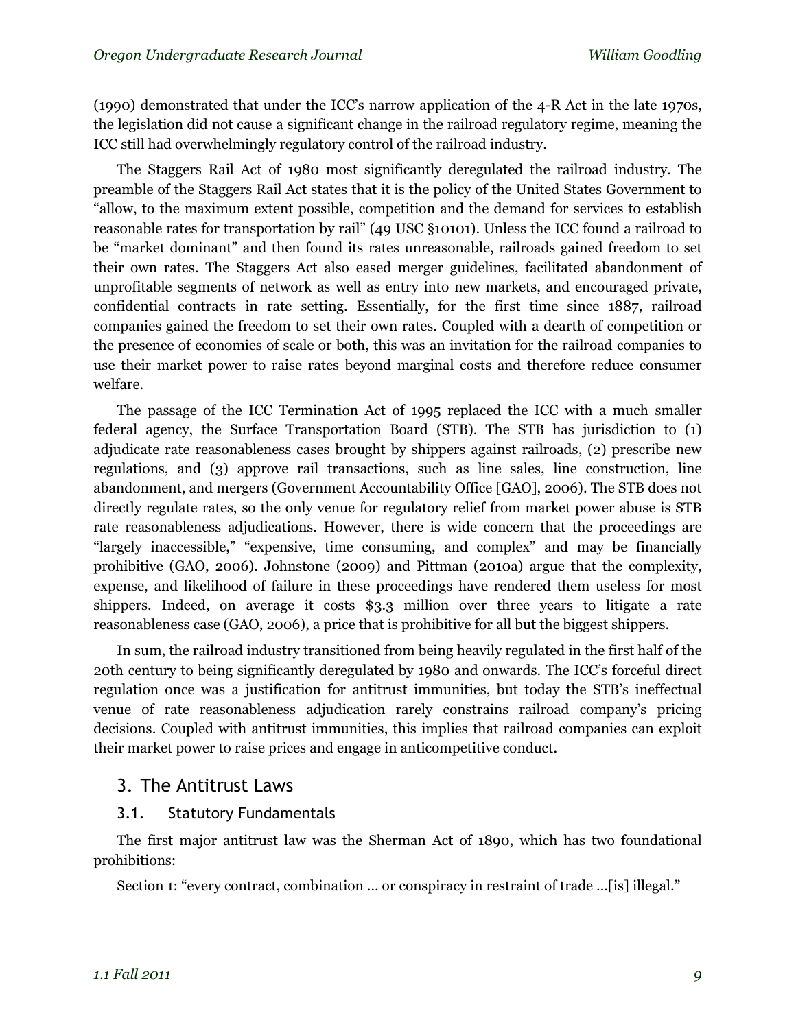(1990) demonstrated that under the ICC's narrow application of the 4-R Act in the late 1970s, the legislation did not cause a significant change in the railroad regulatory regime, meaning the ICC still had overwhelmingly regulatory control of the railroad industry.

The Staggers Rail Act of 1980 most significantly deregulated the railroad industry. The preamble of the Staggers Rail Act states that it is the policy of the United States Government to "allow, to the maximum extent possible, competition and the demand for services to establish reasonable rates for transportation by rail" (49 USC §10101). Unless the ICC found a railroad to be "market dominant" and then found its rates unreasonable, railroads gained freedom to set their own rates. The Staggers Act also eased merger guidelines, facilitated abandonment of unprofitable segments of network as well as entry into new markets, and encouraged private, confidential contracts in rate setting. Essentially, for the first time since 1887, railroad companies gained the freedom to set their own rates. Coupled with a dearth of competition or the presence of economies of scale or both, this was an invitation for the railroad companies to use their market power to raise rates beyond marginal costs and therefore reduce consumer welfare.

The passage of the ICC Termination Act of 1995 replaced the ICC with a much smaller federal agency, the Surface Transportation Board (STB). The STB has jurisdiction to (1) adjudicate rate reasonableness cases brought by shippers against railroads, (2) prescribe new regulations, and (3) approve rail transactions, such as line sales, line construction, line abandonment, and mergers (Government Accountability Office [GAO], 2006). The STB does not directly regulate rates, so the only venue for regulatory relief from market power abuse is STB rate reasonableness adjudications. However, there is wide concern that the proceedings are "largely inaccessible," "expensive, time consuming, and complex" and may be financially prohibitive (GAO, 2006). Johnstone (2009) and Pittman (2010a) argue that the complexity, expense, and likelihood of failure in these proceedings have rendered them useless for most shippers. Indeed, on average it costs $3.3 million over three years to litigate a rate reasonableness case (GAO, 2006), a price that is prohibitive for all but the biggest shippers.

In sum, the railroad industry transitioned from being heavily regulated in the first half of the 20th century to being significantly deregulated by 1980 and onwards. The ICC's forceful direct regulation once was a justification for antitrust immunities, but today the STB's ineffectual venue of rate reasonableness adjudication rarely constrains railroad company's pricing decisions. Coupled with antitrust immunities, this implies that railroad companies can exploit their market power to raise prices and engage in anticompetitive conduct.

## 3. The Antitrust Laws

### 3.1. Statutory Fundamentals

The first major antitrust law was the Sherman Act of 1890, which has two foundational prohibitions:

Section 1: "every contract, combination … or conspiracy in restraint of trade …[is] illegal."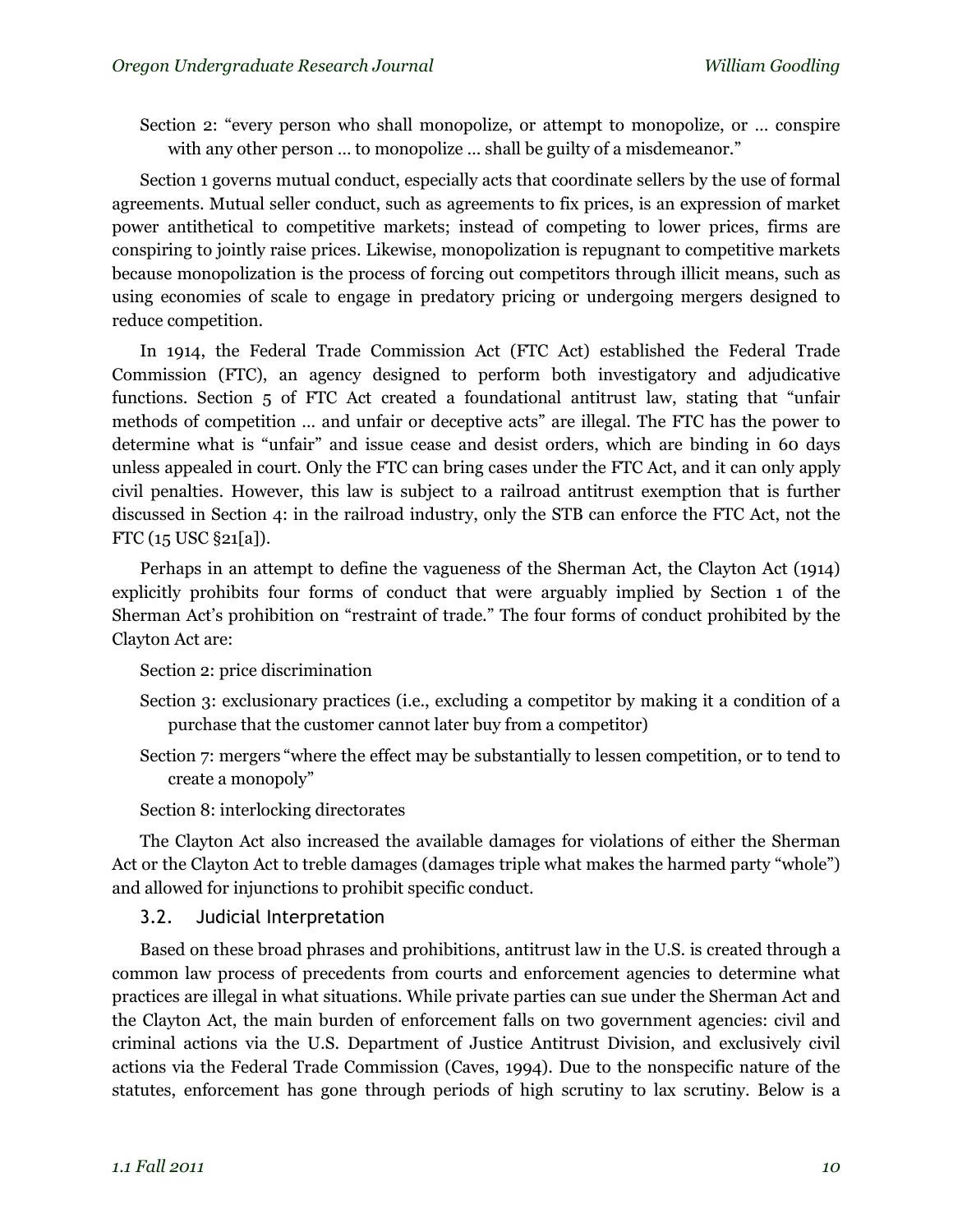Section 2: “every person who shall monopolize, or attempt to monopolize, or … conspire with any other person … to monopolize … shall be guilty of a misdemeanor.”

Section 1 governs mutual conduct, especially acts that coordinate sellers by the use of formal agreements. Mutual seller conduct, such as agreements to fix prices, is an expression of market power antithetical to competitive markets; instead of competing to lower prices, firms are conspiring to jointly raise prices. Likewise, monopolization is repugnant to competitive markets because monopolization is the process of forcing out competitors through illicit means, such as using economies of scale to engage in predatory pricing or undergoing mergers designed to reduce competition.

In 1914, the Federal Trade Commission Act (FTC Act) established the Federal Trade Commission (FTC), an agency designed to perform both investigatory and adjudicative functions. Section 5 of FTC Act created a foundational antitrust law, stating that “unfair methods of competition … and unfair or deceptive acts” are illegal. The FTC has the power to determine what is “unfair” and issue cease and desist orders, which are binding in 60 days unless appealed in court. Only the FTC can bring cases under the FTC Act, and it can only apply civil penalties. However, this law is subject to a railroad antitrust exemption that is further discussed in Section 4: in the railroad industry, only the STB can enforce the FTC Act, not the FTC (15 USC §21[a]).

Perhaps in an attempt to define the vagueness of the Sherman Act, the Clayton Act (1914) explicitly prohibits four forms of conduct that were arguably implied by Section 1 of the Sherman Act’s prohibition on “restraint of trade.” The four forms of conduct prohibited by the Clayton Act are:

Section 2: price discrimination

Section 3: exclusionary practices (i.e., excluding a competitor by making it a condition of a purchase that the customer cannot later buy from a competitor)

Section 7: mergers “where the effect may be substantially to lessen competition, or to tend to create a monopoly”

Section 8: interlocking directorates

The Clayton Act also increased the available damages for violations of either the Sherman Act or the Clayton Act to treble damages (damages triple what makes the harmed party “whole”) and allowed for injunctions to prohibit specific conduct.

### 3.2. Judicial Interpretation

Based on these broad phrases and prohibitions, antitrust law in the U.S. is created through a common law process of precedents from courts and enforcement agencies to determine what practices are illegal in what situations. While private parties can sue under the Sherman Act and the Clayton Act, the main burden of enforcement falls on two government agencies: civil and criminal actions via the U.S. Department of Justice Antitrust Division, and exclusively civil actions via the Federal Trade Commission (Caves, 1994). Due to the nonspecific nature of the statutes, enforcement has gone through periods of high scrutiny to lax scrutiny. Below is a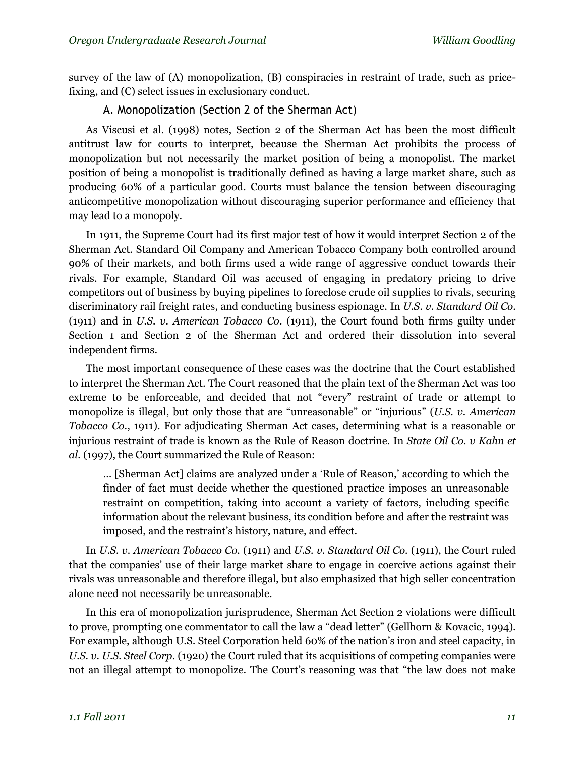survey of the law of (A) monopolization, (B) conspiracies in restraint of trade, such as price-fixing, and (C) select issues in exclusionary conduct.

### A. Monopolization (Section 2 of the Sherman Act)

As Viscusi et al. (1998) notes, Section 2 of the Sherman Act has been the most difficult antitrust law for courts to interpret, because the Sherman Act prohibits the process of monopolization but not necessarily the market position of being a monopolist. The market position of being a monopolist is traditionally defined as having a large market share, such as producing 60% of a particular good. Courts must balance the tension between discouraging anticompetitive monopolization without discouraging superior performance and efficiency that may lead to a monopoly.

In 1911, the Supreme Court had its first major test of how it would interpret Section 2 of the Sherman Act. Standard Oil Company and American Tobacco Company both controlled around 90% of their markets, and both firms used a wide range of aggressive conduct towards their rivals. For example, Standard Oil was accused of engaging in predatory pricing to drive competitors out of business by buying pipelines to foreclose crude oil supplies to rivals, securing discriminatory rail freight rates, and conducting business espionage. In *U.S. v. Standard Oil Co.* (1911) and in *U.S. v. American Tobacco Co.* (1911), the Court found both firms guilty under Section 1 and Section 2 of the Sherman Act and ordered their dissolution into several independent firms.

The most important consequence of these cases was the doctrine that the Court established to interpret the Sherman Act. The Court reasoned that the plain text of the Sherman Act was too extreme to be enforceable, and decided that not "every" restraint of trade or attempt to monopolize is illegal, but only those that are "unreasonable" or "injurious" (*U.S. v. American Tobacco Co.*, 1911). For adjudicating Sherman Act cases, determining what is a reasonable or injurious restraint of trade is known as the Rule of Reason doctrine. In *State Oil Co. v Kahn et al.* (1997), the Court summarized the Rule of Reason:

> … [Sherman Act] claims are analyzed under a 'Rule of Reason,' according to which the finder of fact must decide whether the questioned practice imposes an unreasonable restraint on competition, taking into account a variety of factors, including specific information about the relevant business, its condition before and after the restraint was imposed, and the restraint's history, nature, and effect.

In *U.S. v. American Tobacco Co.* (1911) and *U.S. v. Standard Oil Co.* (1911), the Court ruled that the companies' use of their large market share to engage in coercive actions against their rivals was unreasonable and therefore illegal, but also emphasized that high seller concentration alone need not necessarily be unreasonable.

In this era of monopolization jurisprudence, Sherman Act Section 2 violations were difficult to prove, prompting one commentator to call the law a "dead letter" (Gellhorn & Kovacic, 1994). For example, although U.S. Steel Corporation held 60% of the nation's iron and steel capacity, in *U.S. v. U.S. Steel Corp.* (1920) the Court ruled that its acquisitions of competing companies were not an illegal attempt to monopolize. The Court's reasoning was that "the law does not make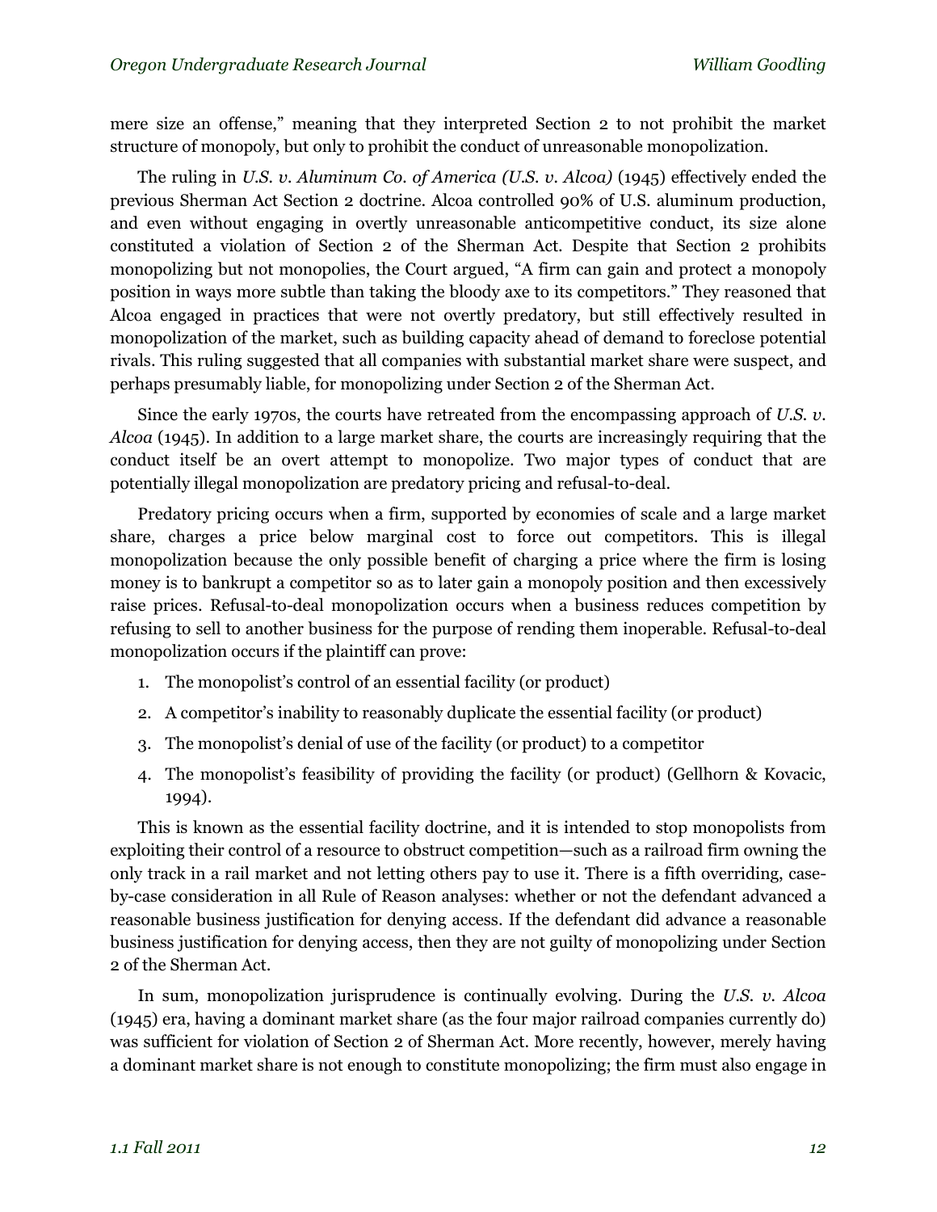mere size an offense," meaning that they interpreted Section 2 to not prohibit the market structure of monopoly, but only to prohibit the conduct of unreasonable monopolization.

The ruling in *U.S. v. Aluminum Co. of America (U.S. v. Alcoa)* (1945) effectively ended the previous Sherman Act Section 2 doctrine. Alcoa controlled 90% of U.S. aluminum production, and even without engaging in overtly unreasonable anticompetitive conduct, its size alone constituted a violation of Section 2 of the Sherman Act. Despite that Section 2 prohibits monopolizing but not monopolies, the Court argued, "A firm can gain and protect a monopoly position in ways more subtle than taking the bloody axe to its competitors." They reasoned that Alcoa engaged in practices that were not overtly predatory, but still effectively resulted in monopolization of the market, such as building capacity ahead of demand to foreclose potential rivals. This ruling suggested that all companies with substantial market share were suspect, and perhaps presumably liable, for monopolizing under Section 2 of the Sherman Act.

Since the early 1970s, the courts have retreated from the encompassing approach of *U.S. v. Alcoa* (1945). In addition to a large market share, the courts are increasingly requiring that the conduct itself be an overt attempt to monopolize. Two major types of conduct that are potentially illegal monopolization are predatory pricing and refusal-to-deal.

Predatory pricing occurs when a firm, supported by economies of scale and a large market share, charges a price below marginal cost to force out competitors. This is illegal monopolization because the only possible benefit of charging a price where the firm is losing money is to bankrupt a competitor so as to later gain a monopoly position and then excessively raise prices. Refusal-to-deal monopolization occurs when a business reduces competition by refusing to sell to another business for the purpose of rending them inoperable. Refusal-to-deal monopolization occurs if the plaintiff can prove:

1. The monopolist's control of an essential facility (or product)
2. A competitor's inability to reasonably duplicate the essential facility (or product)
3. The monopolist's denial of use of the facility (or product) to a competitor
4. The monopolist's feasibility of providing the facility (or product) (Gellhorn & Kovacic, 1994).

This is known as the essential facility doctrine, and it is intended to stop monopolists from exploiting their control of a resource to obstruct competition—such as a railroad firm owning the only track in a rail market and not letting others pay to use it. There is a fifth overriding, case-by-case consideration in all Rule of Reason analyses: whether or not the defendant advanced a reasonable business justification for denying access. If the defendant did advance a reasonable business justification for denying access, then they are not guilty of monopolizing under Section 2 of the Sherman Act.

In sum, monopolization jurisprudence is continually evolving. During the *U.S. v. Alcoa* (1945) era, having a dominant market share (as the four major railroad companies currently do) was sufficient for violation of Section 2 of Sherman Act. More recently, however, merely having a dominant market share is not enough to constitute monopolizing; the firm must also engage in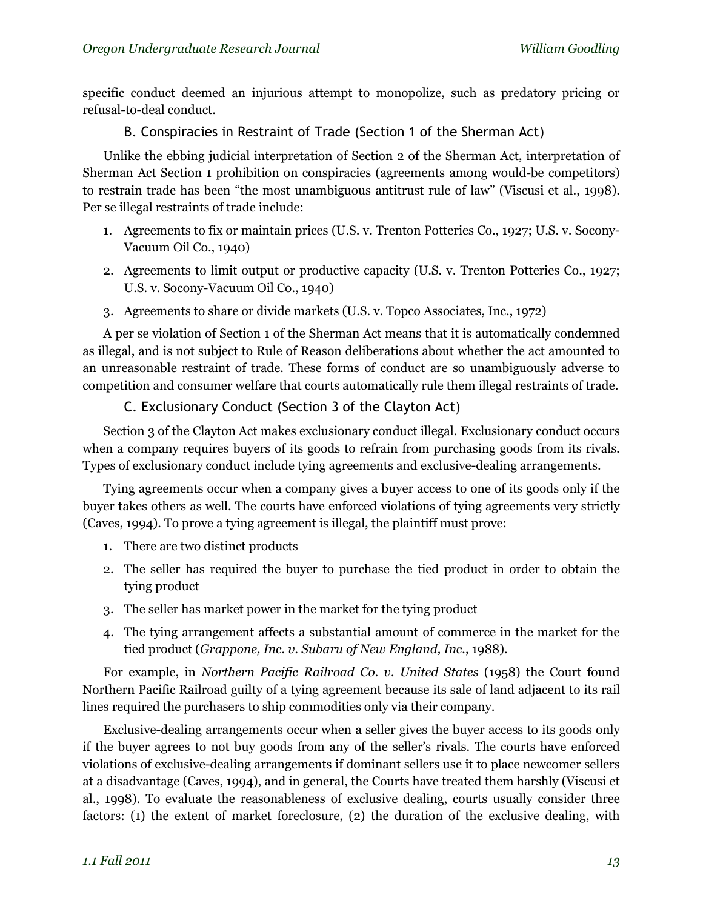specific conduct deemed an injurious attempt to monopolize, such as predatory pricing or refusal-to-deal conduct.

### B. Conspiracies in Restraint of Trade (Section 1 of the Sherman Act)

Unlike the ebbing judicial interpretation of Section 2 of the Sherman Act, interpretation of Sherman Act Section 1 prohibition on conspiracies (agreements among would-be competitors) to restrain trade has been "the most unambiguous antitrust rule of law" (Viscusi et al., 1998). Per se illegal restraints of trade include:

1. Agreements to fix or maintain prices (U.S. v. Trenton Potteries Co., 1927; U.S. v. Socony-Vacuum Oil Co., 1940)
2. Agreements to limit output or productive capacity (U.S. v. Trenton Potteries Co., 1927; U.S. v. Socony-Vacuum Oil Co., 1940)
3. Agreements to share or divide markets (U.S. v. Topco Associates, Inc., 1972)

A per se violation of Section 1 of the Sherman Act means that it is automatically condemned as illegal, and is not subject to Rule of Reason deliberations about whether the act amounted to an unreasonable restraint of trade. These forms of conduct are so unambiguously adverse to competition and consumer welfare that courts automatically rule them illegal restraints of trade.

### C. Exclusionary Conduct (Section 3 of the Clayton Act)

Section 3 of the Clayton Act makes exclusionary conduct illegal. Exclusionary conduct occurs when a company requires buyers of its goods to refrain from purchasing goods from its rivals. Types of exclusionary conduct include tying agreements and exclusive-dealing arrangements.

Tying agreements occur when a company gives a buyer access to one of its goods only if the buyer takes others as well. The courts have enforced violations of tying agreements very strictly (Caves, 1994). To prove a tying agreement is illegal, the plaintiff must prove:

1. There are two distinct products
2. The seller has required the buyer to purchase the tied product in order to obtain the tying product
3. The seller has market power in the market for the tying product
4. The tying arrangement affects a substantial amount of commerce in the market for the tied product (*Grappone, Inc. v. Subaru of New England, Inc.*, 1988).

For example, in *Northern Pacific Railroad Co. v. United States* (1958) the Court found Northern Pacific Railroad guilty of a tying agreement because its sale of land adjacent to its rail lines required the purchasers to ship commodities only via their company.

Exclusive-dealing arrangements occur when a seller gives the buyer access to its goods only if the buyer agrees to not buy goods from any of the seller's rivals. The courts have enforced violations of exclusive-dealing arrangements if dominant sellers use it to place newcomer sellers at a disadvantage (Caves, 1994), and in general, the Courts have treated them harshly (Viscusi et al., 1998). To evaluate the reasonableness of exclusive dealing, courts usually consider three factors: (1) the extent of market foreclosure, (2) the duration of the exclusive dealing, with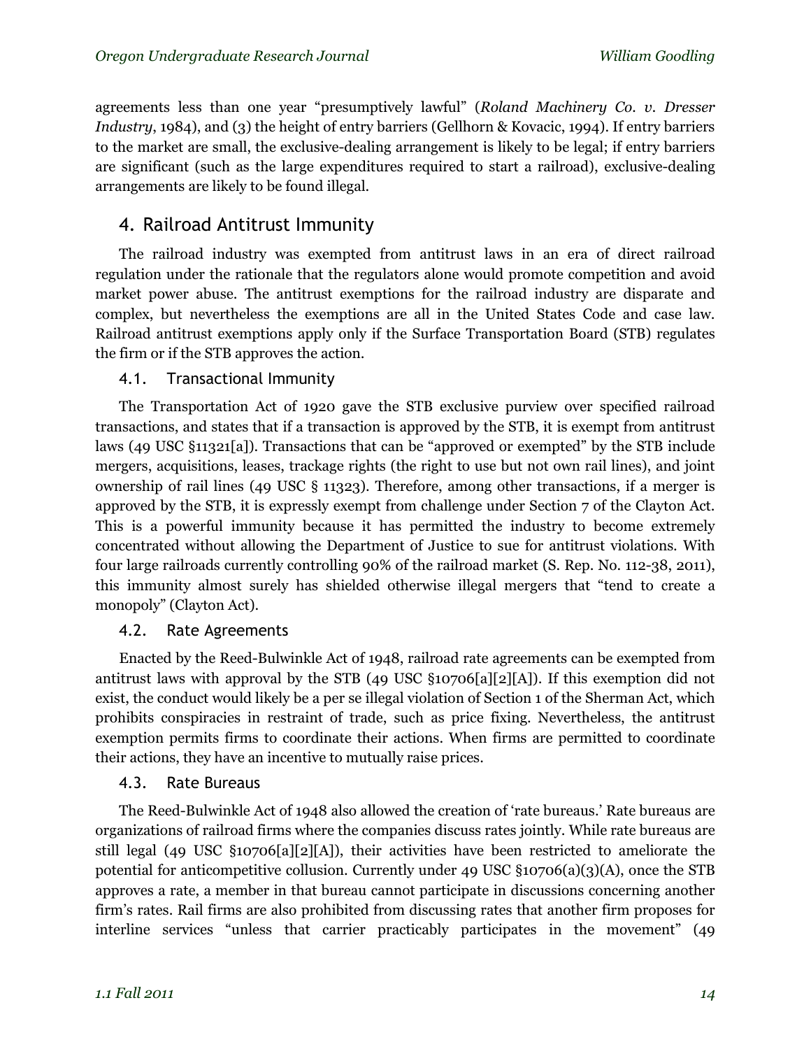agreements less than one year "presumptively lawful" (*Roland Machinery Co. v. Dresser Industry*, 1984), and (3) the height of entry barriers (Gellhorn & Kovacic, 1994). If entry barriers to the market are small, the exclusive-dealing arrangement is likely to be legal; if entry barriers are significant (such as the large expenditures required to start a railroad), exclusive-dealing arrangements are likely to be found illegal.

## 4. Railroad Antitrust Immunity

The railroad industry was exempted from antitrust laws in an era of direct railroad regulation under the rationale that the regulators alone would promote competition and avoid market power abuse. The antitrust exemptions for the railroad industry are disparate and complex, but nevertheless the exemptions are all in the United States Code and case law. Railroad antitrust exemptions apply only if the Surface Transportation Board (STB) regulates the firm or if the STB approves the action.

### 4.1. Transactional Immunity

The Transportation Act of 1920 gave the STB exclusive purview over specified railroad transactions, and states that if a transaction is approved by the STB, it is exempt from antitrust laws (49 USC §11321[a]). Transactions that can be "approved or exempted" by the STB include mergers, acquisitions, leases, trackage rights (the right to use but not own rail lines), and joint ownership of rail lines (49 USC § 11323). Therefore, among other transactions, if a merger is approved by the STB, it is expressly exempt from challenge under Section 7 of the Clayton Act. This is a powerful immunity because it has permitted the industry to become extremely concentrated without allowing the Department of Justice to sue for antitrust violations. With four large railroads currently controlling 90% of the railroad market (S. Rep. No. 112-38, 2011), this immunity almost surely has shielded otherwise illegal mergers that "tend to create a monopoly" (Clayton Act).

### 4.2. Rate Agreements

Enacted by the Reed-Bulwinkle Act of 1948, railroad rate agreements can be exempted from antitrust laws with approval by the STB (49 USC §10706[a][2][A]). If this exemption did not exist, the conduct would likely be a per se illegal violation of Section 1 of the Sherman Act, which prohibits conspiracies in restraint of trade, such as price fixing. Nevertheless, the antitrust exemption permits firms to coordinate their actions. When firms are permitted to coordinate their actions, they have an incentive to mutually raise prices.

### 4.3. Rate Bureaus

The Reed-Bulwinkle Act of 1948 also allowed the creation of 'rate bureaus.' Rate bureaus are organizations of railroad firms where the companies discuss rates jointly. While rate bureaus are still legal (49 USC §10706[a][2][A]), their activities have been restricted to ameliorate the potential for anticompetitive collusion. Currently under 49 USC §10706(a)(3)(A), once the STB approves a rate, a member in that bureau cannot participate in discussions concerning another firm's rates. Rail firms are also prohibited from discussing rates that another firm proposes for interline services "unless that carrier practicably participates in the movement" (49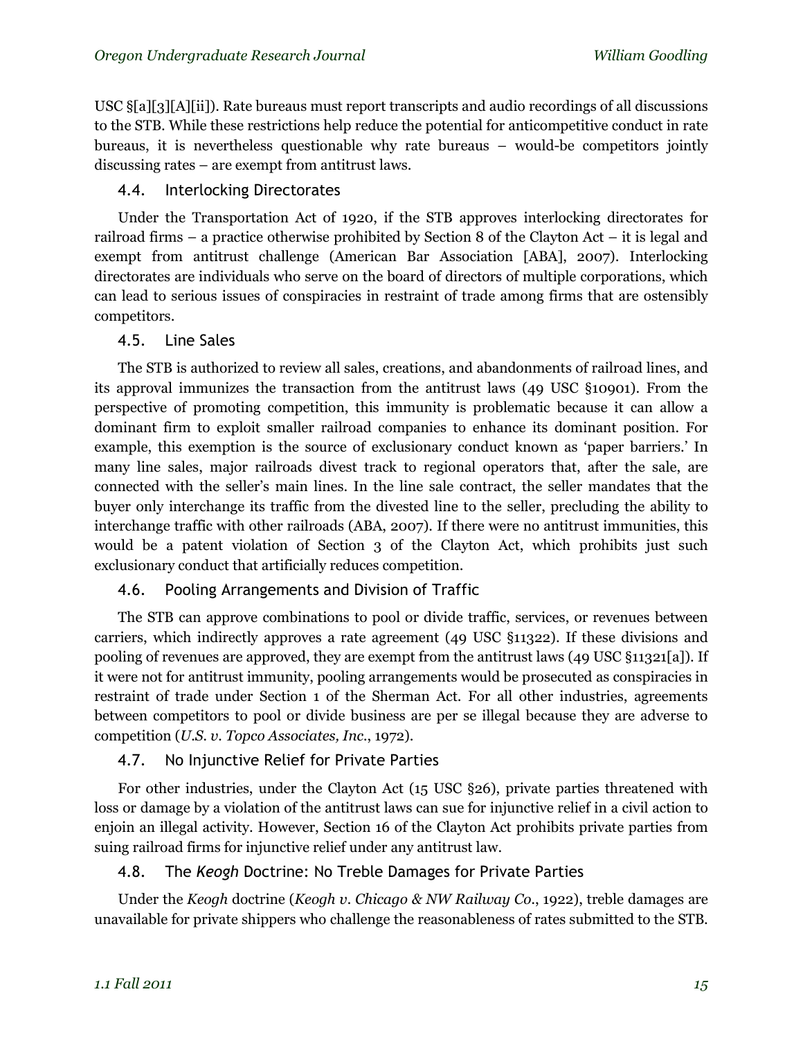USC §[a][3][A][ii]). Rate bureaus must report transcripts and audio recordings of all discussions to the STB. While these restrictions help reduce the potential for anticompetitive conduct in rate bureaus, it is nevertheless questionable why rate bureaus – would-be competitors jointly discussing rates – are exempt from antitrust laws.

### 4.4. Interlocking Directorates

Under the Transportation Act of 1920, if the STB approves interlocking directorates for railroad firms – a practice otherwise prohibited by Section 8 of the Clayton Act – it is legal and exempt from antitrust challenge (American Bar Association [ABA], 2007). Interlocking directorates are individuals who serve on the board of directors of multiple corporations, which can lead to serious issues of conspiracies in restraint of trade among firms that are ostensibly competitors.

### 4.5. Line Sales

The STB is authorized to review all sales, creations, and abandonments of railroad lines, and its approval immunizes the transaction from the antitrust laws (49 USC §10901). From the perspective of promoting competition, this immunity is problematic because it can allow a dominant firm to exploit smaller railroad companies to enhance its dominant position. For example, this exemption is the source of exclusionary conduct known as 'paper barriers.' In many line sales, major railroads divest track to regional operators that, after the sale, are connected with the seller's main lines. In the line sale contract, the seller mandates that the buyer only interchange its traffic from the divested line to the seller, precluding the ability to interchange traffic with other railroads (ABA, 2007). If there were no antitrust immunities, this would be a patent violation of Section 3 of the Clayton Act, which prohibits just such exclusionary conduct that artificially reduces competition.

### 4.6. Pooling Arrangements and Division of Traffic

The STB can approve combinations to pool or divide traffic, services, or revenues between carriers, which indirectly approves a rate agreement (49 USC §11322). If these divisions and pooling of revenues are approved, they are exempt from the antitrust laws (49 USC §11321[a]). If it were not for antitrust immunity, pooling arrangements would be prosecuted as conspiracies in restraint of trade under Section 1 of the Sherman Act. For all other industries, agreements between competitors to pool or divide business are per se illegal because they are adverse to competition (*U.S. v. Topco Associates, Inc.*, 1972).

### 4.7. No Injunctive Relief for Private Parties

For other industries, under the Clayton Act (15 USC §26), private parties threatened with loss or damage by a violation of the antitrust laws can sue for injunctive relief in a civil action to enjoin an illegal activity. However, Section 16 of the Clayton Act prohibits private parties from suing railroad firms for injunctive relief under any antitrust law.

### 4.8. The *Keogh* Doctrine: No Treble Damages for Private Parties

Under the *Keogh* doctrine (*Keogh v. Chicago & NW Railway Co.*, 1922), treble damages are unavailable for private shippers who challenge the reasonableness of rates submitted to the STB.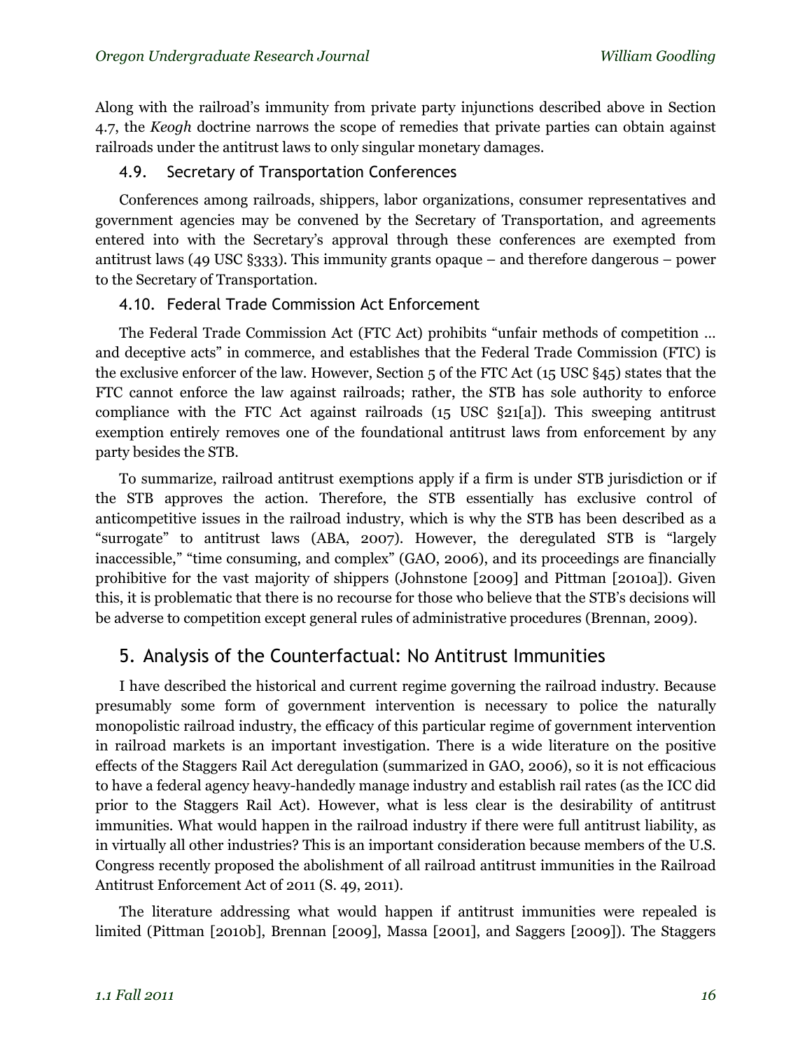Along with the railroad's immunity from private party injunctions described above in Section 4.7, the *Keogh* doctrine narrows the scope of remedies that private parties can obtain against railroads under the antitrust laws to only singular monetary damages.

### 4.9. Secretary of Transportation Conferences

Conferences among railroads, shippers, labor organizations, consumer representatives and government agencies may be convened by the Secretary of Transportation, and agreements entered into with the Secretary's approval through these conferences are exempted from antitrust laws (49 USC §333). This immunity grants opaque – and therefore dangerous – power to the Secretary of Transportation.

### 4.10. Federal Trade Commission Act Enforcement

The Federal Trade Commission Act (FTC Act) prohibits "unfair methods of competition … and deceptive acts" in commerce, and establishes that the Federal Trade Commission (FTC) is the exclusive enforcer of the law. However, Section 5 of the FTC Act (15 USC §45) states that the FTC cannot enforce the law against railroads; rather, the STB has sole authority to enforce compliance with the FTC Act against railroads (15 USC §21[a]). This sweeping antitrust exemption entirely removes one of the foundational antitrust laws from enforcement by any party besides the STB.

To summarize, railroad antitrust exemptions apply if a firm is under STB jurisdiction or if the STB approves the action. Therefore, the STB essentially has exclusive control of anticompetitive issues in the railroad industry, which is why the STB has been described as a "surrogate" to antitrust laws (ABA, 2007). However, the deregulated STB is "largely inaccessible," "time consuming, and complex" (GAO, 2006), and its proceedings are financially prohibitive for the vast majority of shippers (Johnstone [2009] and Pittman [2010a]). Given this, it is problematic that there is no recourse for those who believe that the STB's decisions will be adverse to competition except general rules of administrative procedures (Brennan, 2009).

## 5. Analysis of the Counterfactual: No Antitrust Immunities

I have described the historical and current regime governing the railroad industry. Because presumably some form of government intervention is necessary to police the naturally monopolistic railroad industry, the efficacy of this particular regime of government intervention in railroad markets is an important investigation. There is a wide literature on the positive effects of the Staggers Rail Act deregulation (summarized in GAO, 2006), so it is not efficacious to have a federal agency heavy-handedly manage industry and establish rail rates (as the ICC did prior to the Staggers Rail Act). However, what is less clear is the desirability of antitrust immunities. What would happen in the railroad industry if there were full antitrust liability, as in virtually all other industries? This is an important consideration because members of the U.S. Congress recently proposed the abolishment of all railroad antitrust immunities in the Railroad Antitrust Enforcement Act of 2011 (S. 49, 2011).

The literature addressing what would happen if antitrust immunities were repealed is limited (Pittman [2010b], Brennan [2009], Massa [2001], and Saggers [2009]). The Staggers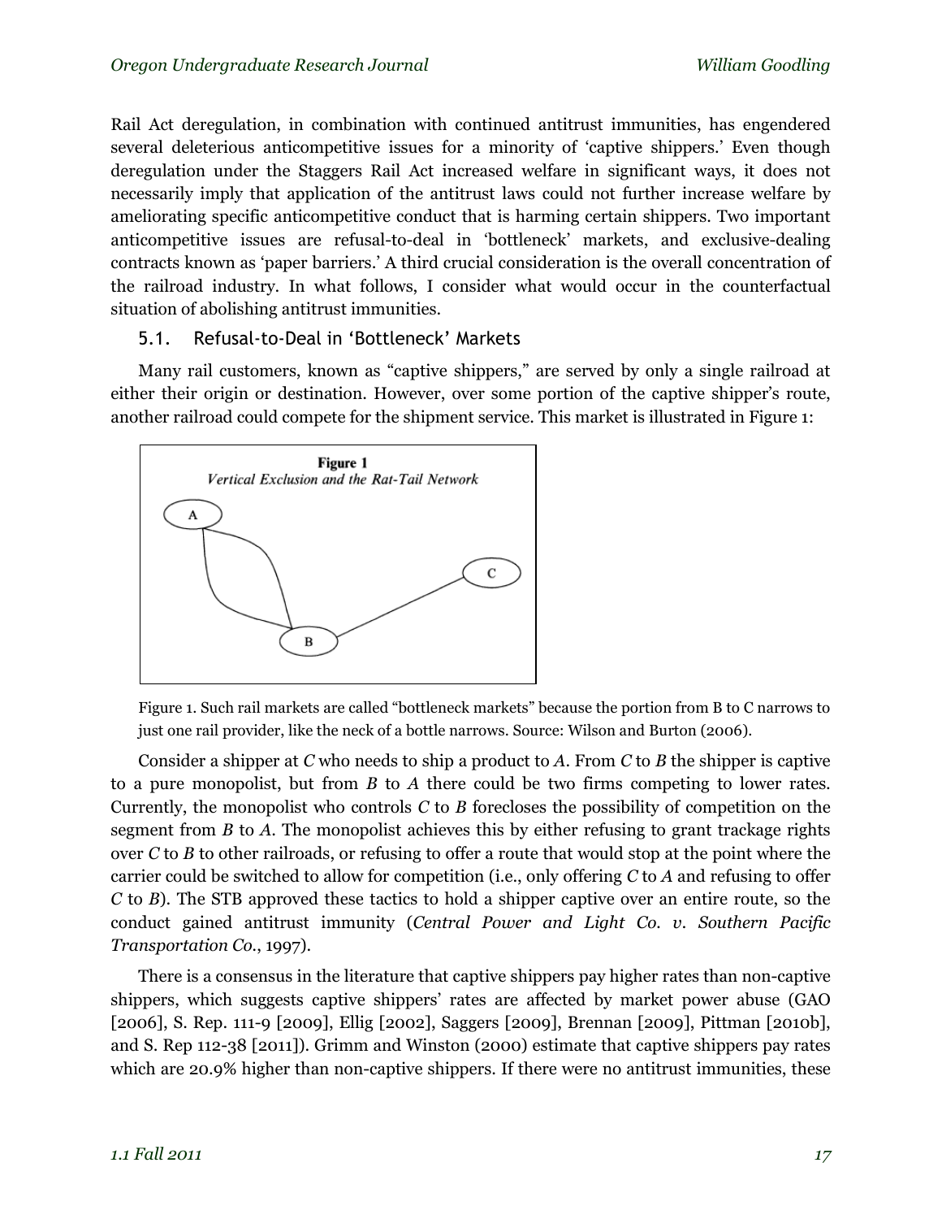Rail Act deregulation, in combination with continued antitrust immunities, has engendered several deleterious anticompetitive issues for a minority of 'captive shippers.' Even though deregulation under the Staggers Rail Act increased welfare in significant ways, it does not necessarily imply that application of the antitrust laws could not further increase welfare by ameliorating specific anticompetitive conduct that is harming certain shippers. Two important anticompetitive issues are refusal-to-deal in 'bottleneck' markets, and exclusive-dealing contracts known as 'paper barriers.' A third crucial consideration is the overall concentration of the railroad industry. In what follows, I consider what would occur in the counterfactual situation of abolishing antitrust immunities.

### 5.1. Refusal-to-Deal in 'Bottleneck' Markets

Many rail customers, known as "captive shippers," are served by only a single railroad at either their origin or destination. However, over some portion of the captive shipper's route, another railroad could compete for the shipment service. This market is illustrated in Figure 1:

**Figure 1**
*Vertical Exclusion and the Rat-Tail Network*

Figure 1. Such rail markets are called "bottleneck markets" because the portion from B to C narrows to just one rail provider, like the neck of a bottle narrows. Source: Wilson and Burton (2006).

Consider a shipper at *C* who needs to ship a product to *A*. From *C* to *B* the shipper is captive to a pure monopolist, but from *B* to *A* there could be two firms competing to lower rates. Currently, the monopolist who controls *C* to *B* forecloses the possibility of competition on the segment from *B* to *A*. The monopolist achieves this by either refusing to grant trackage rights over *C* to *B* to other railroads, or refusing to offer a route that would stop at the point where the carrier could be switched to allow for competition (i.e., only offering *C* to *A* and refusing to offer *C* to *B*). The STB approved these tactics to hold a shipper captive over an entire route, so the conduct gained antitrust immunity (*Central Power and Light Co. v. Southern Pacific Transportation Co.*, 1997).

There is a consensus in the literature that captive shippers pay higher rates than non-captive shippers, which suggests captive shippers' rates are affected by market power abuse (GAO [2006], S. Rep. 111-9 [2009], Ellig [2002], Saggers [2009], Brennan [2009], Pittman [2010b], and S. Rep 112-38 [2011]). Grimm and Winston (2000) estimate that captive shippers pay rates which are 20.9% higher than non-captive shippers. If there were no antitrust immunities, these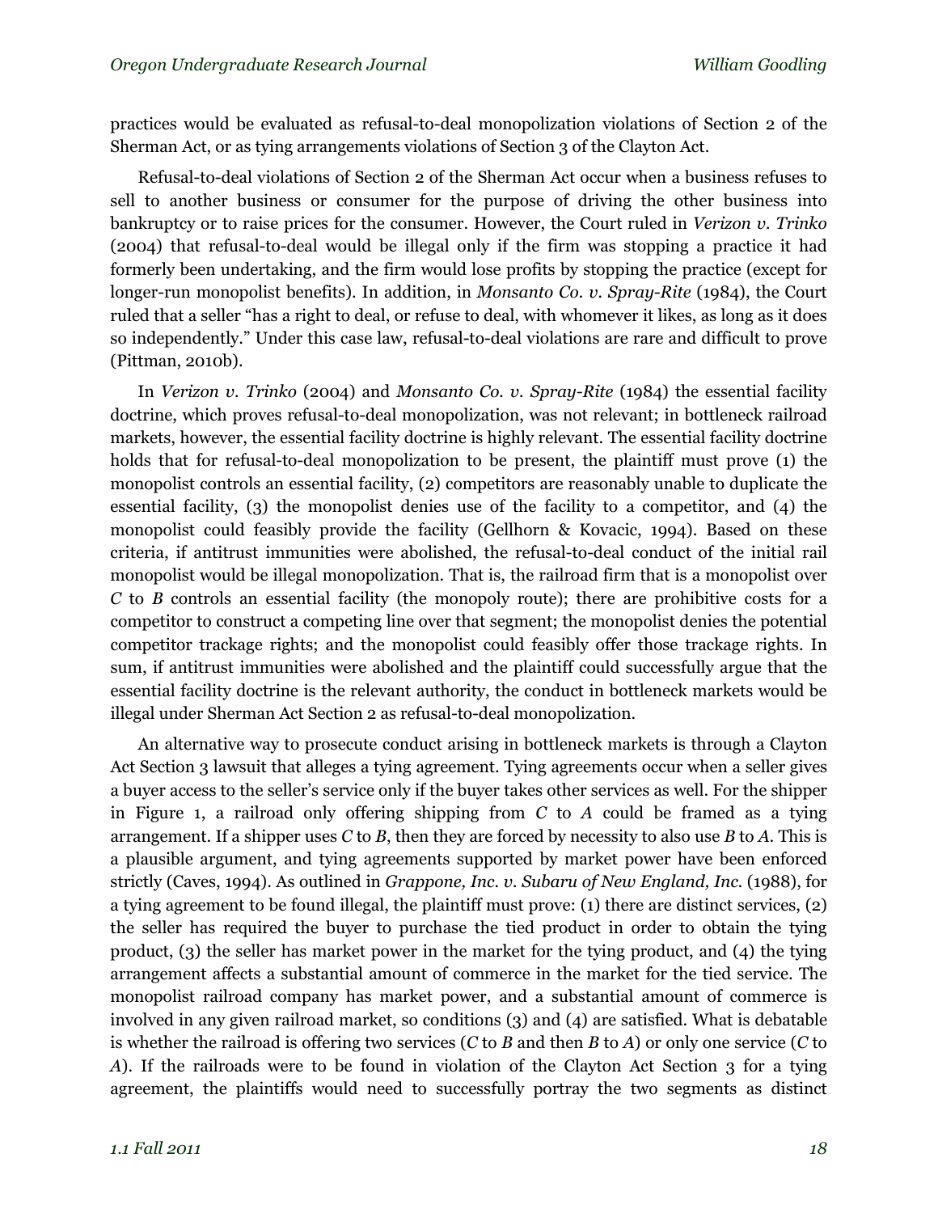practices would be evaluated as refusal-to-deal monopolization violations of Section 2 of the Sherman Act, or as tying arrangements violations of Section 3 of the Clayton Act.

Refusal-to-deal violations of Section 2 of the Sherman Act occur when a business refuses to sell to another business or consumer for the purpose of driving the other business into bankruptcy or to raise prices for the consumer. However, the Court ruled in *Verizon v. Trinko* (2004) that refusal-to-deal would be illegal only if the firm was stopping a practice it had formerly been undertaking, and the firm would lose profits by stopping the practice (except for longer-run monopolist benefits). In addition, in *Monsanto Co. v. Spray-Rite* (1984), the Court ruled that a seller "has a right to deal, or refuse to deal, with whomever it likes, as long as it does so independently." Under this case law, refusal-to-deal violations are rare and difficult to prove (Pittman, 2010b).

In *Verizon v. Trinko* (2004) and *Monsanto Co. v. Spray-Rite* (1984) the essential facility doctrine, which proves refusal-to-deal monopolization, was not relevant; in bottleneck railroad markets, however, the essential facility doctrine is highly relevant. The essential facility doctrine holds that for refusal-to-deal monopolization to be present, the plaintiff must prove (1) the monopolist controls an essential facility, (2) competitors are reasonably unable to duplicate the essential facility, (3) the monopolist denies use of the facility to a competitor, and (4) the monopolist could feasibly provide the facility (Gellhorn & Kovacic, 1994). Based on these criteria, if antitrust immunities were abolished, the refusal-to-deal conduct of the initial rail monopolist would be illegal monopolization. That is, the railroad firm that is a monopolist over *C* to *B* controls an essential facility (the monopoly route); there are prohibitive costs for a competitor to construct a competing line over that segment; the monopolist denies the potential competitor trackage rights; and the monopolist could feasibly offer those trackage rights. In sum, if antitrust immunities were abolished and the plaintiff could successfully argue that the essential facility doctrine is the relevant authority, the conduct in bottleneck markets would be illegal under Sherman Act Section 2 as refusal-to-deal monopolization.

An alternative way to prosecute conduct arising in bottleneck markets is through a Clayton Act Section 3 lawsuit that alleges a tying agreement. Tying agreements occur when a seller gives a buyer access to the seller's service only if the buyer takes other services as well. For the shipper in Figure 1, a railroad only offering shipping from *C* to *A* could be framed as a tying arrangement. If a shipper uses *C* to *B*, then they are forced by necessity to also use *B* to *A*. This is a plausible argument, and tying agreements supported by market power have been enforced strictly (Caves, 1994). As outlined in *Grappone, Inc. v. Subaru of New England, Inc.* (1988), for a tying agreement to be found illegal, the plaintiff must prove: (1) there are distinct services, (2) the seller has required the buyer to purchase the tied product in order to obtain the tying product, (3) the seller has market power in the market for the tying product, and (4) the tying arrangement affects a substantial amount of commerce in the market for the tied service. The monopolist railroad company has market power, and a substantial amount of commerce is involved in any given railroad market, so conditions (3) and (4) are satisfied. What is debatable is whether the railroad is offering two services (*C* to *B* and then *B* to *A*) or only one service (*C* to *A*). If the railroads were to be found in violation of the Clayton Act Section 3 for a tying agreement, the plaintiffs would need to successfully portray the two segments as distinct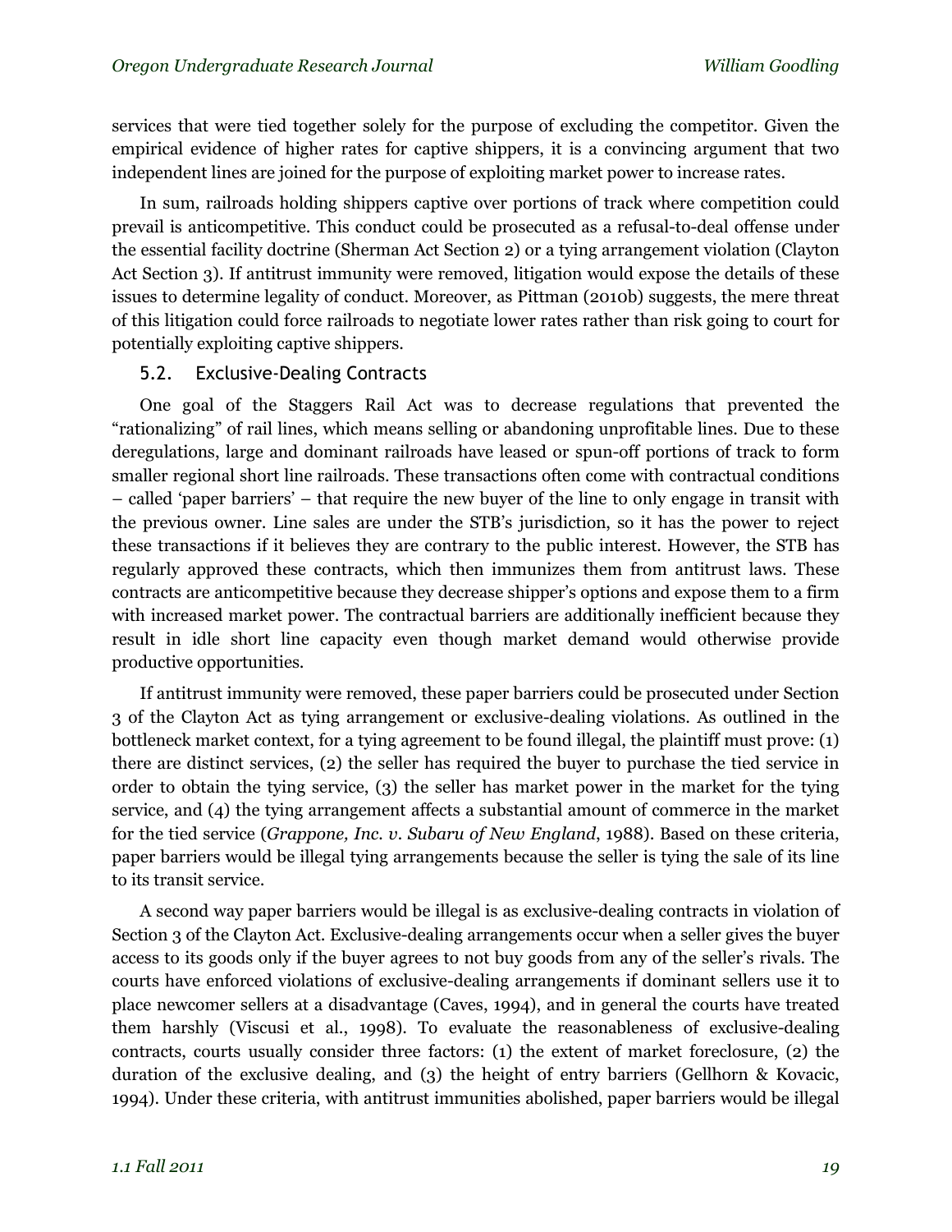services that were tied together solely for the purpose of excluding the competitor. Given the empirical evidence of higher rates for captive shippers, it is a convincing argument that two independent lines are joined for the purpose of exploiting market power to increase rates.

In sum, railroads holding shippers captive over portions of track where competition could prevail is anticompetitive. This conduct could be prosecuted as a refusal-to-deal offense under the essential facility doctrine (Sherman Act Section 2) or a tying arrangement violation (Clayton Act Section 3). If antitrust immunity were removed, litigation would expose the details of these issues to determine legality of conduct. Moreover, as Pittman (2010b) suggests, the mere threat of this litigation could force railroads to negotiate lower rates rather than risk going to court for potentially exploiting captive shippers.

### 5.2. Exclusive-Dealing Contracts

One goal of the Staggers Rail Act was to decrease regulations that prevented the "rationalizing" of rail lines, which means selling or abandoning unprofitable lines. Due to these deregulations, large and dominant railroads have leased or spun-off portions of track to form smaller regional short line railroads. These transactions often come with contractual conditions – called 'paper barriers' – that require the new buyer of the line to only engage in transit with the previous owner. Line sales are under the STB's jurisdiction, so it has the power to reject these transactions if it believes they are contrary to the public interest. However, the STB has regularly approved these contracts, which then immunizes them from antitrust laws. These contracts are anticompetitive because they decrease shipper's options and expose them to a firm with increased market power. The contractual barriers are additionally inefficient because they result in idle short line capacity even though market demand would otherwise provide productive opportunities.

If antitrust immunity were removed, these paper barriers could be prosecuted under Section 3 of the Clayton Act as tying arrangement or exclusive-dealing violations. As outlined in the bottleneck market context, for a tying agreement to be found illegal, the plaintiff must prove: (1) there are distinct services, (2) the seller has required the buyer to purchase the tied service in order to obtain the tying service, (3) the seller has market power in the market for the tying service, and (4) the tying arrangement affects a substantial amount of commerce in the market for the tied service (*Grappone, Inc. v. Subaru of New England*, 1988). Based on these criteria, paper barriers would be illegal tying arrangements because the seller is tying the sale of its line to its transit service.

A second way paper barriers would be illegal is as exclusive-dealing contracts in violation of Section 3 of the Clayton Act. Exclusive-dealing arrangements occur when a seller gives the buyer access to its goods only if the buyer agrees to not buy goods from any of the seller's rivals. The courts have enforced violations of exclusive-dealing arrangements if dominant sellers use it to place newcomer sellers at a disadvantage (Caves, 1994), and in general the courts have treated them harshly (Viscusi et al., 1998). To evaluate the reasonableness of exclusive-dealing contracts, courts usually consider three factors: (1) the extent of market foreclosure, (2) the duration of the exclusive dealing, and (3) the height of entry barriers (Gellhorn & Kovacic, 1994). Under these criteria, with antitrust immunities abolished, paper barriers would be illegal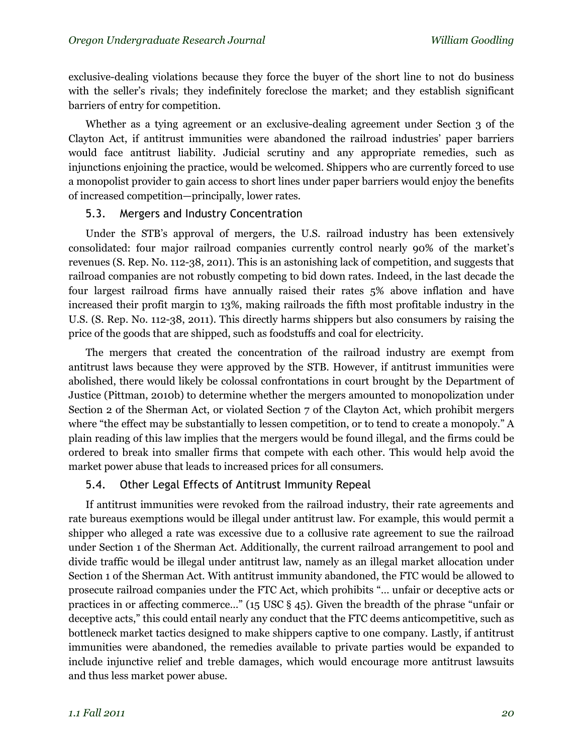exclusive-dealing violations because they force the buyer of the short line to not do business with the seller's rivals; they indefinitely foreclose the market; and they establish significant barriers of entry for competition.

Whether as a tying agreement or an exclusive-dealing agreement under Section 3 of the Clayton Act, if antitrust immunities were abandoned the railroad industries' paper barriers would face antitrust liability. Judicial scrutiny and any appropriate remedies, such as injunctions enjoining the practice, would be welcomed. Shippers who are currently forced to use a monopolist provider to gain access to short lines under paper barriers would enjoy the benefits of increased competition—principally, lower rates.

### 5.3. Mergers and Industry Concentration

Under the STB's approval of mergers, the U.S. railroad industry has been extensively consolidated: four major railroad companies currently control nearly 90% of the market's revenues (S. Rep. No. 112-38, 2011). This is an astonishing lack of competition, and suggests that railroad companies are not robustly competing to bid down rates. Indeed, in the last decade the four largest railroad firms have annually raised their rates 5% above inflation and have increased their profit margin to 13%, making railroads the fifth most profitable industry in the U.S. (S. Rep. No. 112-38, 2011). This directly harms shippers but also consumers by raising the price of the goods that are shipped, such as foodstuffs and coal for electricity.

The mergers that created the concentration of the railroad industry are exempt from antitrust laws because they were approved by the STB. However, if antitrust immunities were abolished, there would likely be colossal confrontations in court brought by the Department of Justice (Pittman, 2010b) to determine whether the mergers amounted to monopolization under Section 2 of the Sherman Act, or violated Section 7 of the Clayton Act, which prohibit mergers where "the effect may be substantially to lessen competition, or to tend to create a monopoly." A plain reading of this law implies that the mergers would be found illegal, and the firms could be ordered to break into smaller firms that compete with each other. This would help avoid the market power abuse that leads to increased prices for all consumers.

### 5.4. Other Legal Effects of Antitrust Immunity Repeal

If antitrust immunities were revoked from the railroad industry, their rate agreements and rate bureaus exemptions would be illegal under antitrust law. For example, this would permit a shipper who alleged a rate was excessive due to a collusive rate agreement to sue the railroad under Section 1 of the Sherman Act. Additionally, the current railroad arrangement to pool and divide traffic would be illegal under antitrust law, namely as an illegal market allocation under Section 1 of the Sherman Act. With antitrust immunity abandoned, the FTC would be allowed to prosecute railroad companies under the FTC Act, which prohibits "… unfair or deceptive acts or practices in or affecting commerce…" (15 USC § 45). Given the breadth of the phrase "unfair or deceptive acts," this could entail nearly any conduct that the FTC deems anticompetitive, such as bottleneck market tactics designed to make shippers captive to one company. Lastly, if antitrust immunities were abandoned, the remedies available to private parties would be expanded to include injunctive relief and treble damages, which would encourage more antitrust lawsuits and thus less market power abuse.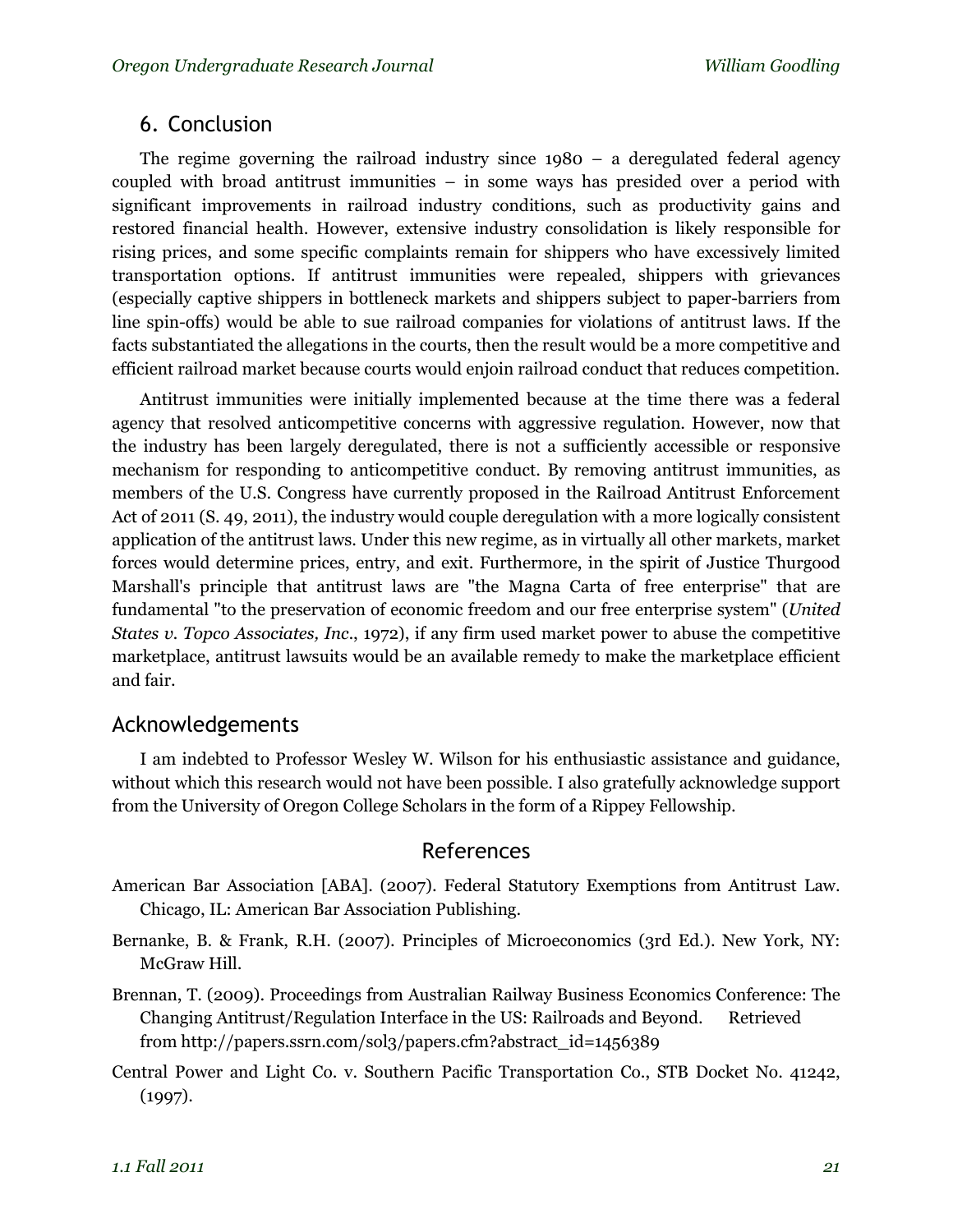## 6. Conclusion

The regime governing the railroad industry since 1980 – a deregulated federal agency coupled with broad antitrust immunities – in some ways has presided over a period with significant improvements in railroad industry conditions, such as productivity gains and restored financial health. However, extensive industry consolidation is likely responsible for rising prices, and some specific complaints remain for shippers who have excessively limited transportation options. If antitrust immunities were repealed, shippers with grievances (especially captive shippers in bottleneck markets and shippers subject to paper-barriers from line spin-offs) would be able to sue railroad companies for violations of antitrust laws. If the facts substantiated the allegations in the courts, then the result would be a more competitive and efficient railroad market because courts would enjoin railroad conduct that reduces competition.

Antitrust immunities were initially implemented because at the time there was a federal agency that resolved anticompetitive concerns with aggressive regulation. However, now that the industry has been largely deregulated, there is not a sufficiently accessible or responsive mechanism for responding to anticompetitive conduct. By removing antitrust immunities, as members of the U.S. Congress have currently proposed in the Railroad Antitrust Enforcement Act of 2011 (S. 49, 2011), the industry would couple deregulation with a more logically consistent application of the antitrust laws. Under this new regime, as in virtually all other markets, market forces would determine prices, entry, and exit. Furthermore, in the spirit of Justice Thurgood Marshall's principle that antitrust laws are "the Magna Carta of free enterprise" that are fundamental "to the preservation of economic freedom and our free enterprise system" (*United States v. Topco Associates, Inc.*, 1972), if any firm used market power to abuse the competitive marketplace, antitrust lawsuits would be an available remedy to make the marketplace efficient and fair.

## Acknowledgements

I am indebted to Professor Wesley W. Wilson for his enthusiastic assistance and guidance, without which this research would not have been possible. I also gratefully acknowledge support from the University of Oregon College Scholars in the form of a Rippey Fellowship.

## References

American Bar Association [ABA]. (2007). Federal Statutory Exemptions from Antitrust Law. Chicago, IL: American Bar Association Publishing.

Bernanke, B. & Frank, R.H. (2007). Principles of Microeconomics (3rd Ed.). New York, NY: McGraw Hill.

Brennan, T. (2009). Proceedings from Australian Railway Business Economics Conference: The Changing Antitrust/Regulation Interface in the US: Railroads and Beyond. Retrieved from http://papers.ssrn.com/sol3/papers.cfm?abstract_id=1456389

Central Power and Light Co. v. Southern Pacific Transportation Co., STB Docket No. 41242, (1997).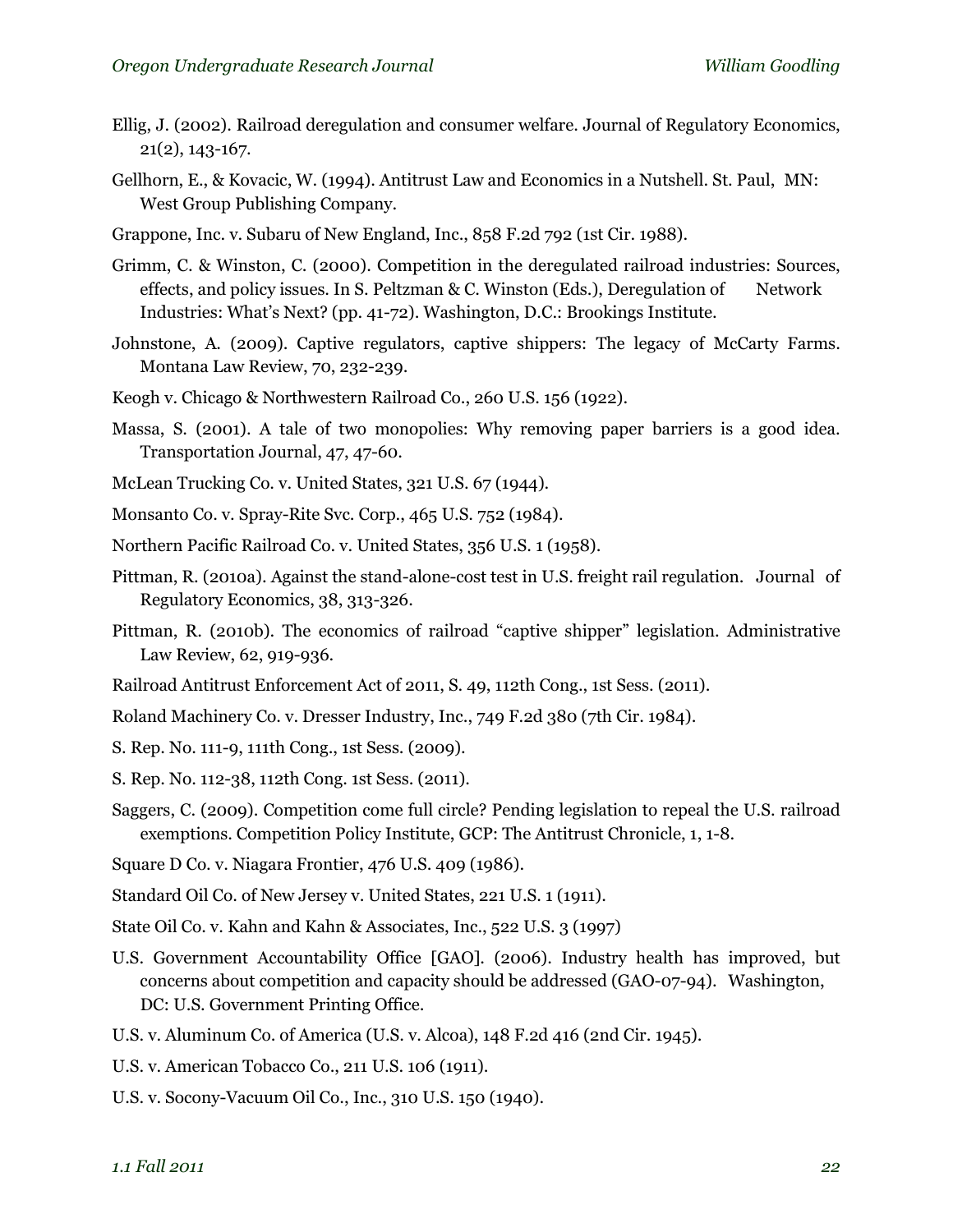Ellig, J. (2002). Railroad deregulation and consumer welfare. Journal of Regulatory Economics, 21(2), 143-167.

Gellhorn, E., & Kovacic, W. (1994). Antitrust Law and Economics in a Nutshell. St. Paul, MN: West Group Publishing Company.

Grappone, Inc. v. Subaru of New England, Inc., 858 F.2d 792 (1st Cir. 1988).

Grimm, C. & Winston, C. (2000). Competition in the deregulated railroad industries: Sources, effects, and policy issues. In S. Peltzman & C. Winston (Eds.), Deregulation of Network Industries: What's Next? (pp. 41-72). Washington, D.C.: Brookings Institute.

Johnstone, A. (2009). Captive regulators, captive shippers: The legacy of McCarty Farms. Montana Law Review, 70, 232-239.

Keogh v. Chicago & Northwestern Railroad Co., 260 U.S. 156 (1922).

Massa, S. (2001). A tale of two monopolies: Why removing paper barriers is a good idea. Transportation Journal, 47, 47-60.

McLean Trucking Co. v. United States, 321 U.S. 67 (1944).

Monsanto Co. v. Spray-Rite Svc. Corp., 465 U.S. 752 (1984).

Northern Pacific Railroad Co. v. United States, 356 U.S. 1 (1958).

Pittman, R. (2010a). Against the stand-alone-cost test in U.S. freight rail regulation. Journal of Regulatory Economics, 38, 313-326.

Pittman, R. (2010b). The economics of railroad "captive shipper" legislation. Administrative Law Review, 62, 919-936.

Railroad Antitrust Enforcement Act of 2011, S. 49, 112th Cong., 1st Sess. (2011).

Roland Machinery Co. v. Dresser Industry, Inc., 749 F.2d 380 (7th Cir. 1984).

S. Rep. No. 111-9, 111th Cong., 1st Sess. (2009).

S. Rep. No. 112-38, 112th Cong. 1st Sess. (2011).

Saggers, C. (2009). Competition come full circle? Pending legislation to repeal the U.S. railroad exemptions. Competition Policy Institute, GCP: The Antitrust Chronicle, 1, 1-8.

Square D Co. v. Niagara Frontier, 476 U.S. 409 (1986).

Standard Oil Co. of New Jersey v. United States, 221 U.S. 1 (1911).

State Oil Co. v. Kahn and Kahn & Associates, Inc., 522 U.S. 3 (1997)

U.S. Government Accountability Office [GAO]. (2006). Industry health has improved, but concerns about competition and capacity should be addressed (GAO-07-94). Washington, DC: U.S. Government Printing Office.

U.S. v. Aluminum Co. of America (U.S. v. Alcoa), 148 F.2d 416 (2nd Cir. 1945).

U.S. v. American Tobacco Co., 211 U.S. 106 (1911).

U.S. v. Socony-Vacuum Oil Co., Inc., 310 U.S. 150 (1940).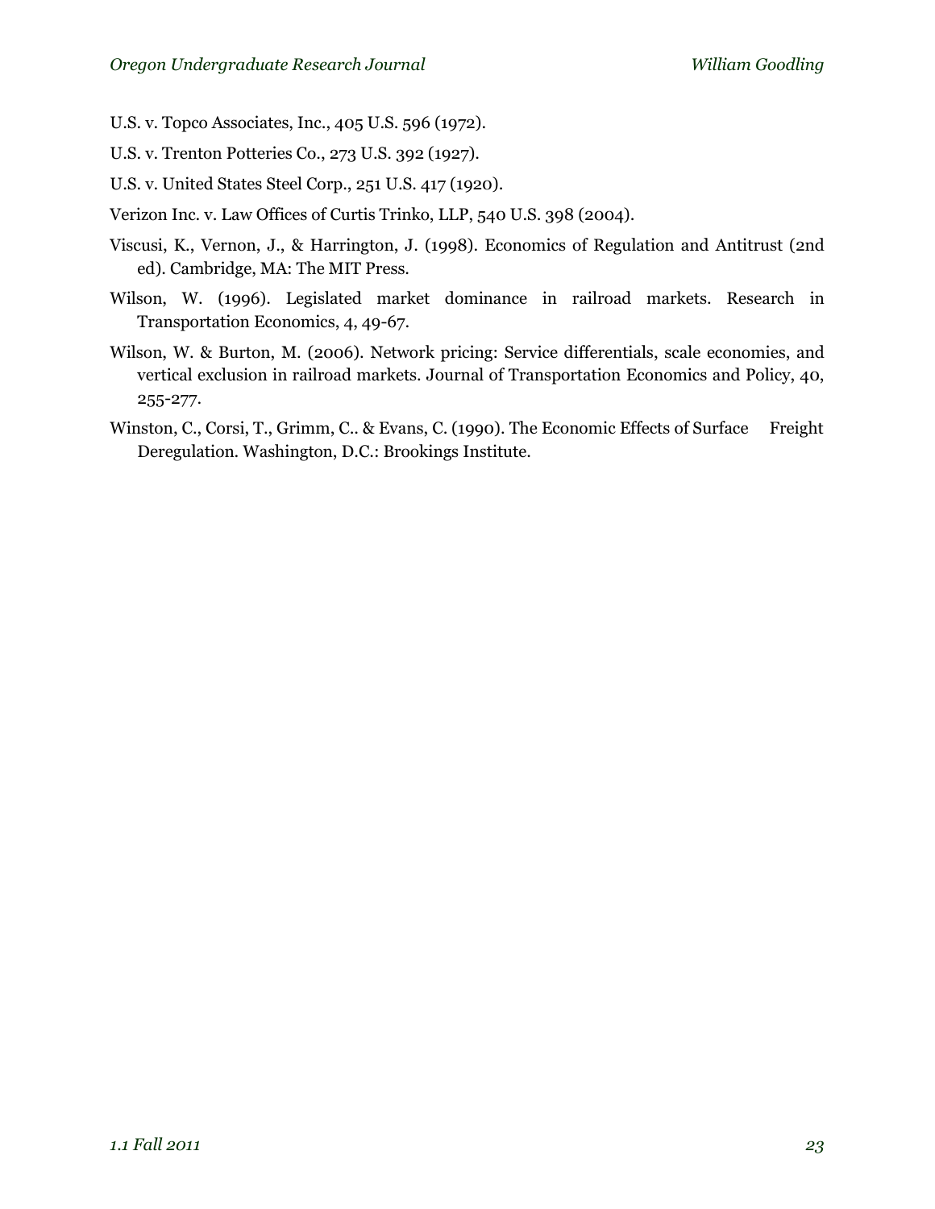U.S. v. Topco Associates, Inc., 405 U.S. 596 (1972).

U.S. v. Trenton Potteries Co., 273 U.S. 392 (1927).

U.S. v. United States Steel Corp., 251 U.S. 417 (1920).

Verizon Inc. v. Law Offices of Curtis Trinko, LLP, 540 U.S. 398 (2004).

Viscusi, K., Vernon, J., & Harrington, J. (1998). Economics of Regulation and Antitrust (2nd ed). Cambridge, MA: The MIT Press.

Wilson, W. (1996). Legislated market dominance in railroad markets. Research in Transportation Economics, 4, 49-67.

Wilson, W. & Burton, M. (2006). Network pricing: Service differentials, scale economies, and vertical exclusion in railroad markets. Journal of Transportation Economics and Policy, 40, 255-277.

Winston, C., Corsi, T., Grimm, C.. & Evans, C. (1990). The Economic Effects of Surface Freight Deregulation. Washington, D.C.: Brookings Institute.